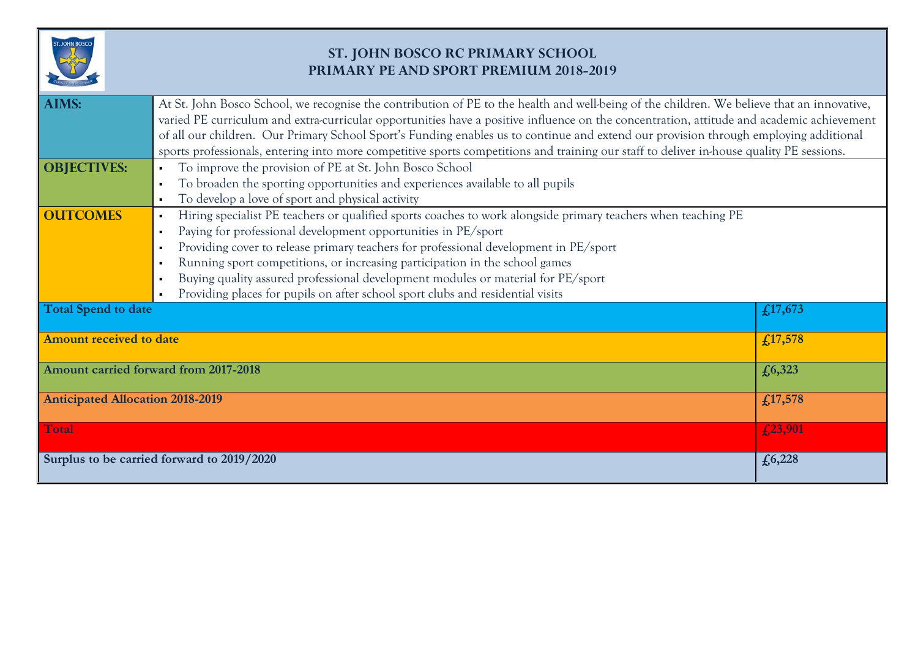# ST. JOHN BOSCO RC PRIMARY SCHOOL
## PRIMARY PE AND SPORT PREMIUM 2018-2019

| | |
|---|---|
| **AIMS:** | At St. John Bosco School, we recognise the contribution of PE to the health and well-being of the children. We believe that an innovative, varied PE curriculum and extra-curricular opportunities have a positive influence on the concentration, attitude and academic achievement of all our children. Our Primary School Sport's Funding enables us to continue and extend our provision through employing additional sports professionals, entering into more competitive sports competitions and training our staff to deliver in-house quality PE sessions. |
| **OBJECTIVES:** | ▪ To improve the provision of PE at St. John Bosco School<br>▪ To broaden the sporting opportunities and experiences available to all pupils<br>▪ To develop a love of sport and physical activity |
| **OUTCOMES** | ▪ Hiring specialist PE teachers or qualified sports coaches to work alongside primary teachers when teaching PE<br>▪ Paying for professional development opportunities in PE/sport<br>▪ Providing cover to release primary teachers for professional development in PE/sport<br>▪ Running sport competitions, or increasing participation in the school games<br>▪ Buying quality assured professional development modules or material for PE/sport<br>▪ Providing places for pupils on after school sport clubs and residential visits |

| | |
|---|---|
| **Total Spend to date** | **£17,673** |
| **Amount received to date** | **£17,578** |
| **Amount carried forward from 2017-2018** | **£6,323** |
| **Anticipated Allocation 2018-2019** | **£17,578** |
| **Total** | **£23,901** |
| **Surplus to be carried forward to 2019/2020** | **£6,228** |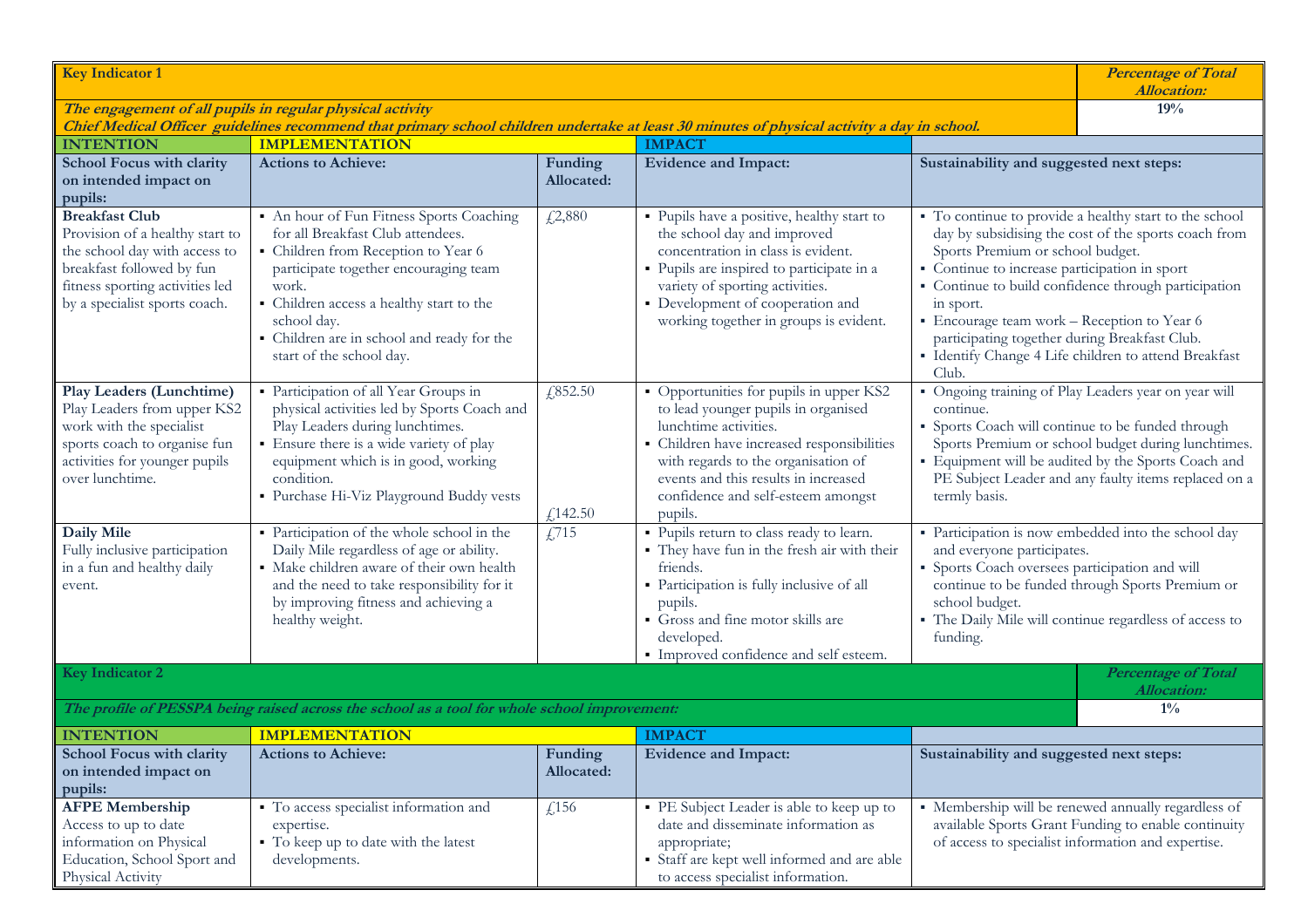| Key Indicator 1 | | | | | Percentage of Total Allocation: |
|---|---|---|---|---|---|
| ***The engagement of all pupils in regular physical activity*** ***Chief Medical Officer guidelines recommend that primary school children undertake at least 30 minutes of physical activity a day in school.*** | | | | | **19%** |
| **INTENTION** | **IMPLEMENTATION** | | **IMPACT** | | |
| **School Focus with clarity on intended impact on pupils:** | **Actions to Achieve:** | **Funding Allocated:** | **Evidence and Impact:** | **Sustainability and suggested next steps:** | |
| **Breakfast Club** Provision of a healthy start to the school day with access to breakfast followed by fun fitness sporting activities led by a specialist sports coach. | ▪ An hour of Fun Fitness Sports Coaching for all Breakfast Club attendees. ▪ Children from Reception to Year 6 participate together encouraging team work. ▪ Children access a healthy start to the school day. ▪ Children are in school and ready for the start of the school day. | £2,880 | ▪ Pupils have a positive, healthy start to the school day and improved concentration in class is evident. ▪ Pupils are inspired to participate in a variety of sporting activities. ▪ Development of cooperation and working together in groups is evident. | ▪ To continue to provide a healthy start to the school day by subsidising the cost of the sports coach from Sports Premium or school budget. ▪ Continue to increase participation in sport ▪ Continue to build confidence through participation in sport. ▪ Encourage team work – Reception to Year 6 participating together during Breakfast Club. ▪ Identify Change 4 Life children to attend Breakfast Club. | |
| **Play Leaders (Lunchtime)** Play Leaders from upper KS2 work with the specialist sports coach to organise fun activities for younger pupils over lunchtime. | ▪ Participation of all Year Groups in physical activities led by Sports Coach and Play Leaders during lunchtimes. ▪ Ensure there is a wide variety of play equipment which is in good, working condition. ▪ Purchase Hi-Viz Playground Buddy vests | £852.50 £142.50 | ▪ Opportunities for pupils in upper KS2 to lead younger pupils in organised lunchtime activities. ▪ Children have increased responsibilities with regards to the organisation of events and this results in increased confidence and self-esteem amongst pupils. | ▪ Ongoing training of Play Leaders year on year will continue. ▪ Sports Coach will continue to be funded through Sports Premium or school budget during lunchtimes. ▪ Equipment will be audited by the Sports Coach and PE Subject Leader and any faulty items replaced on a termly basis. | |
| **Daily Mile** Fully inclusive participation in a fun and healthy daily event. | ▪ Participation of the whole school in the Daily Mile regardless of age or ability. ▪ Make children aware of their own health and the need to take responsibility for it by improving fitness and achieving a healthy weight. | £715 | ▪ Pupils return to class ready to learn. ▪ They have fun in the fresh air with their friends. ▪ Participation is fully inclusive of all pupils. ▪ Gross and fine motor skills are developed. ▪ Improved confidence and self esteem. | ▪ Participation is now embedded into the school day and everyone participates. ▪ Sports Coach oversees participation and will continue to be funded through Sports Premium or school budget. ▪ The Daily Mile will continue regardless of access to funding. | |

| Key Indicator 2 | | | | | Percentage of Total Allocation: |
|---|---|---|---|---|---|
| ***The profile of PESSPA being raised across the school as a tool for whole school improvement:*** | | | | | **1%** |
| **INTENTION** | **IMPLEMENTATION** | | **IMPACT** | | |
| **School Focus with clarity on intended impact on pupils:** | **Actions to Achieve:** | **Funding Allocated:** | **Evidence and Impact:** | **Sustainability and suggested next steps:** | |
| **AFPE Membership** Access to up to date information on Physical Education, School Sport and Physical Activity | ▪ To access specialist information and expertise. ▪ To keep up to date with the latest developments. | £156 | ▪ PE Subject Leader is able to keep up to date and disseminate information as appropriate; ▪ Staff are kept well informed and are able to access specialist information. | ▪ Membership will be renewed annually regardless of available Sports Grant Funding to enable continuity of access to specialist information and expertise. | |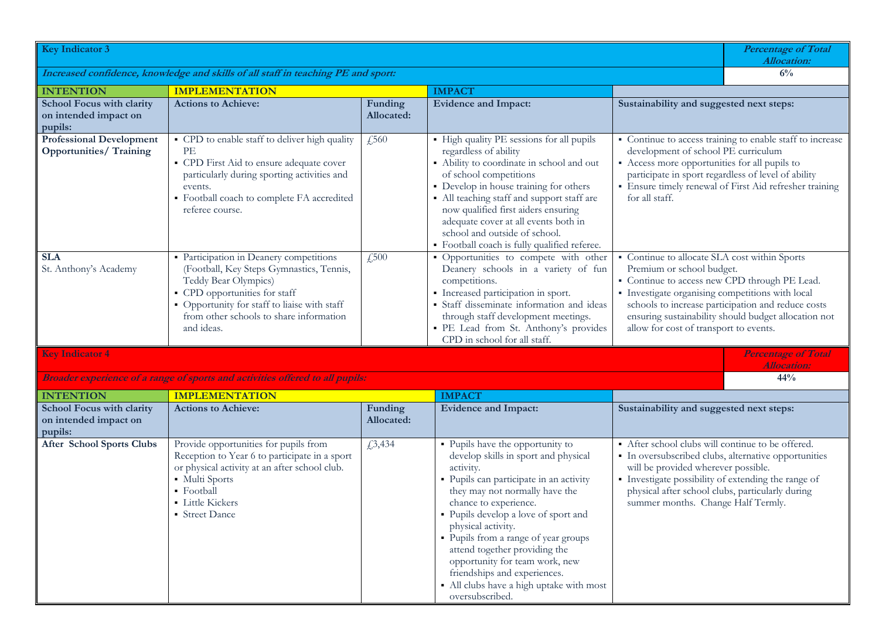| Key Indicator 3 | | | | *Percentage of Total Allocation:* |
|---|---|---|---|---|
| ***Increased confidence, knowledge and skills of all staff in teaching PE and sport:*** | | | | **6%** |
| **INTENTION** | **IMPLEMENTATION** | | **IMPACT** | |
| **School Focus with clarity on intended impact on pupils:** | **Actions to Achieve:** | **Funding Allocated:** | **Evidence and Impact:** | **Sustainability and suggested next steps:** |
| **Professional Development Opportunities/ Training** | ▪ CPD to enable staff to deliver high quality PE<br>▪ CPD First Aid to ensure adequate cover particularly during sporting activities and events.<br>▪ Football coach to complete FA accredited referee course. | £560 | ▪ High quality PE sessions for all pupils regardless of ability<br>▪ Ability to coordinate in school and out of school competitions<br>▪ Develop in house training for others<br>▪ All teaching staff and support staff are now qualified first aiders ensuring adequate cover at all events both in school and outside of school.<br>▪ Football coach is fully qualified referee. | ▪ Continue to access training to enable staff to increase development of school PE curriculum<br>▪ Access more opportunities for all pupils to participate in sport regardless of level of ability<br>▪ Ensure timely renewal of First Aid refresher training for all staff. |
| **SLA**<br>St. Anthony's Academy | ▪ Participation in Deanery competitions (Football, Key Steps Gymnastics, Tennis, Teddy Bear Olympics)<br>▪ CPD opportunities for staff<br>▪ Opportunity for staff to liaise with staff from other schools to share information and ideas. | £500 | ▪ Opportunities to compete with other Deanery schools in a variety of fun competitions.<br>▪ Increased participation in sport.<br>▪ Staff disseminate information and ideas through staff development meetings.<br>▪ PE Lead from St. Anthony's provides CPD in school for all staff. | ▪ Continue to allocate SLA cost within Sports Premium or school budget.<br>▪ Continue to access new CPD through PE Lead.<br>▪ Investigate organising competitions with local schools to increase participation and reduce costs ensuring sustainability should budget allocation not allow for cost of transport to events. |

| Key Indicator 4 | | | | *Percentage of Total Allocation:* |
|---|---|---|---|---|
| ***Broader experience of a range of sports and activities offered to all pupils:*** | | | | **44%** |
| **INTENTION** | **IMPLEMENTATION** | | **IMPACT** | |
| **School Focus with clarity on intended impact on pupils:** | **Actions to Achieve:** | **Funding Allocated:** | **Evidence and Impact:** | **Sustainability and suggested next steps:** |
| **After School Sports Clubs** | Provide opportunities for pupils from Reception to Year 6 to participate in a sport or physical activity at an after school club.<br>▪ Multi Sports<br>▪ Football<br>▪ Little Kickers<br>▪ Street Dance | £3,434 | ▪ Pupils have the opportunity to develop skills in sport and physical activity.<br>▪ Pupils can participate in an activity they may not normally have the chance to experience.<br>▪ Pupils develop a love of sport and physical activity.<br>▪ Pupils from a range of year groups attend together providing the opportunity for team work, new friendships and experiences.<br>▪ All clubs have a high uptake with most oversubscribed. | ▪ After school clubs will continue to be offered.<br>▪ In oversubscribed clubs, alternative opportunities will be provided wherever possible.<br>▪ Investigate possibility of extending the range of physical after school clubs, particularly during summer months. Change Half Termly. |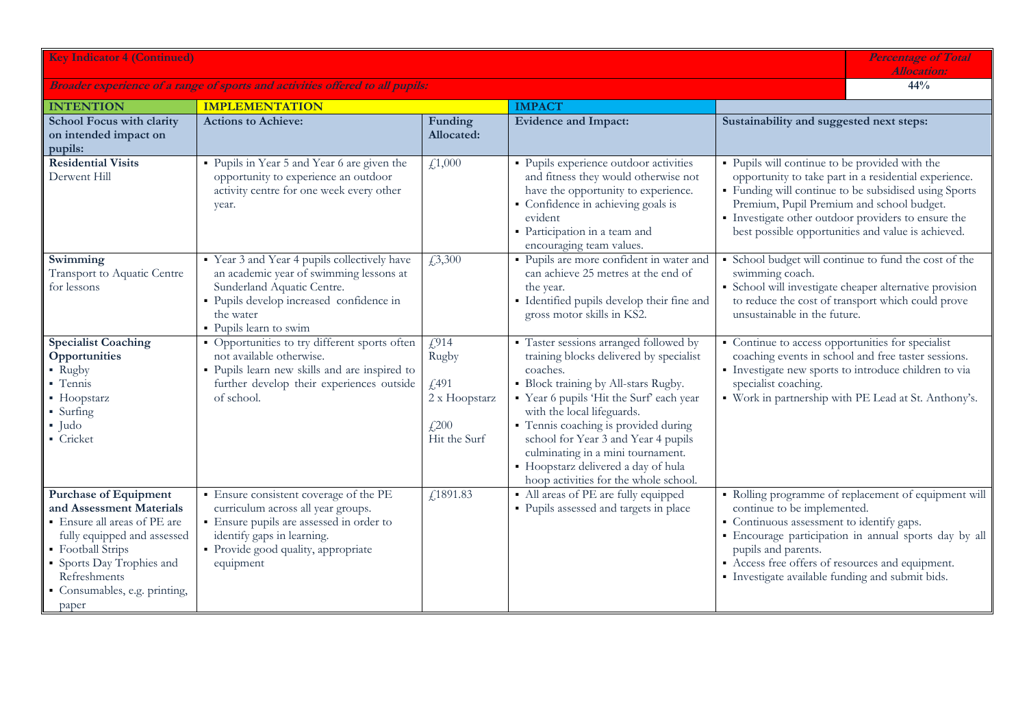| Key Indicator 4 (Continued) | | | | *Percentage of Total Allocation:* |
|---|---|---|---|---|
| *Broader experience of a range of sports and activities offered to all pupils:* | | | | 44% |
| **INTENTION** | **IMPLEMENTATION** | | **IMPACT** | |
| **School Focus with clarity on intended impact on pupils:** | **Actions to Achieve:** | **Funding Allocated:** | **Evidence and Impact:** | **Sustainability and suggested next steps:** |
| **Residential Visits**<br>Derwent Hill | ▪ Pupils in Year 5 and Year 6 are given the opportunity to experience an outdoor activity centre for one week every other year. | £1,000 | ▪ Pupils experience outdoor activities and fitness they would otherwise not have the opportunity to experience.<br>▪ Confidence in achieving goals is evident<br>▪ Participation in a team and encouraging team values. | ▪ Pupils will continue to be provided with the opportunity to take part in a residential experience.<br>▪ Funding will continue to be subsidised using Sports Premium, Pupil Premium and school budget.<br>▪ Investigate other outdoor providers to ensure the best possible opportunities and value is achieved. |
| **Swimming**<br>Transport to Aquatic Centre for lessons | ▪ Year 3 and Year 4 pupils collectively have an academic year of swimming lessons at Sunderland Aquatic Centre.<br>▪ Pupils develop increased confidence in the water<br>▪ Pupils learn to swim | £3,300 | ▪ Pupils are more confident in water and can achieve 25 metres at the end of the year.<br>▪ Identified pupils develop their fine and gross motor skills in KS2. | ▪ School budget will continue to fund the cost of the swimming coach.<br>▪ School will investigate cheaper alternative provision to reduce the cost of transport which could prove unsustainable in the future. |
| **Specialist Coaching Opportunities**<br>▪ Rugby<br>▪ Tennis<br>▪ Hoopstarz<br>▪ Surfing<br>▪ Judo<br>▪ Cricket | ▪ Opportunities to try different sports often not available otherwise.<br>▪ Pupils learn new skills and are inspired to further develop their experiences outside of school. | £914<br>Rugby<br><br>£491<br>2 x Hoopstarz<br><br>£200<br>Hit the Surf | ▪ Taster sessions arranged followed by training blocks delivered by specialist coaches.<br>▪ Block training by All-stars Rugby.<br>▪ Year 6 pupils 'Hit the Surf' each year with the local lifeguards.<br>▪ Tennis coaching is provided during school for Year 3 and Year 4 pupils culminating in a mini tournament.<br>▪ Hoopstarz delivered a day of hula hoop activities for the whole school. | ▪ Continue to access opportunities for specialist coaching events in school and free taster sessions.<br>▪ Investigate new sports to introduce children to via specialist coaching.<br>▪ Work in partnership with PE Lead at St. Anthony's. |
| **Purchase of Equipment and Assessment Materials**<br>▪ Ensure all areas of PE are fully equipped and assessed<br>▪ Football Strips<br>▪ Sports Day Trophies and Refreshments<br>▪ Consumables, e.g. printing, paper | ▪ Ensure consistent coverage of the PE curriculum across all year groups.<br>▪ Ensure pupils are assessed in order to identify gaps in learning.<br>▪ Provide good quality, appropriate equipment | £1891.83 | ▪ All areas of PE are fully equipped<br>▪ Pupils assessed and targets in place | ▪ Rolling programme of replacement of equipment will continue to be implemented.<br>▪ Continuous assessment to identify gaps.<br>▪ Encourage participation in annual sports day by all pupils and parents.<br>▪ Access free offers of resources and equipment.<br>▪ Investigate available funding and submit bids. |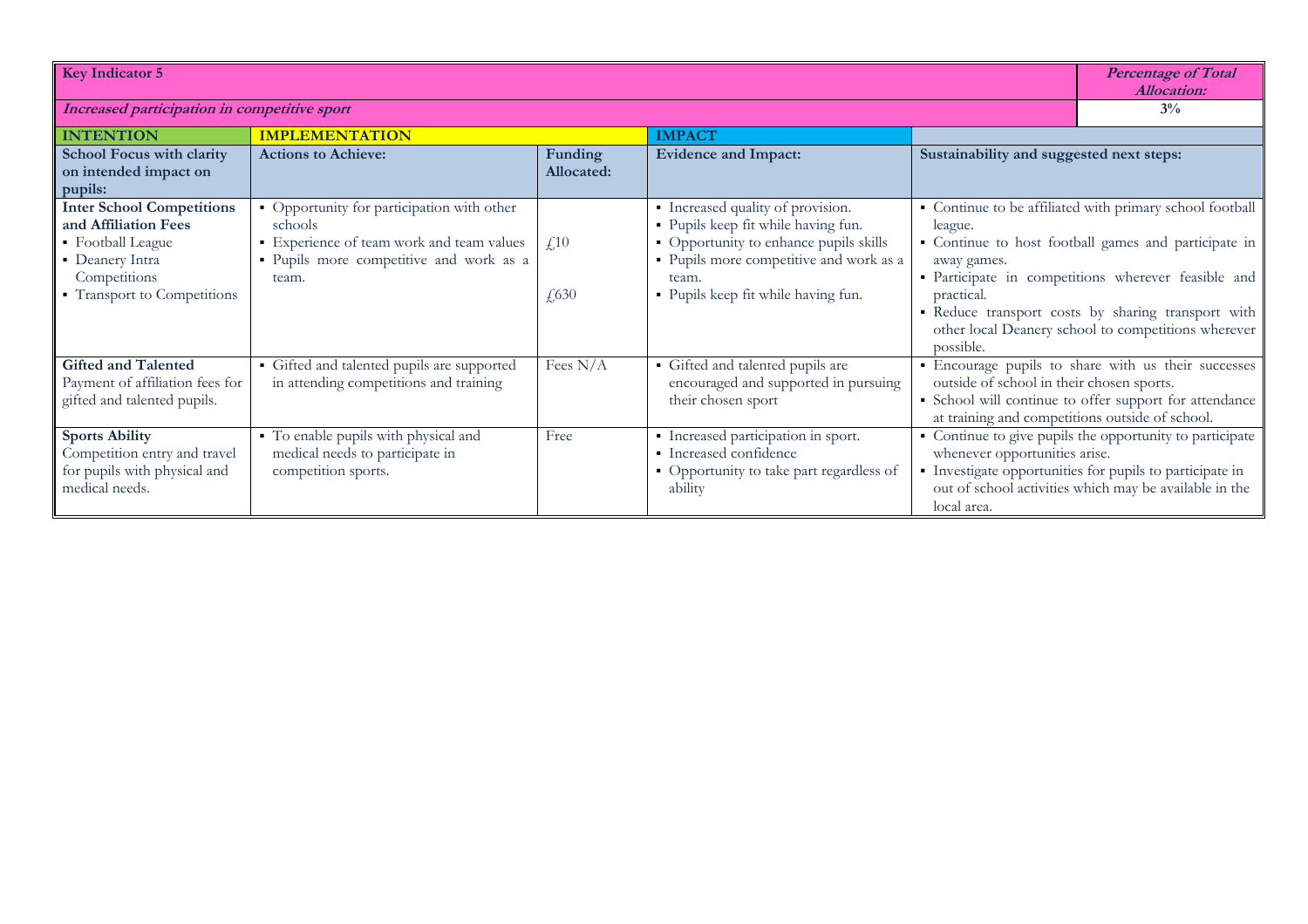| **Key Indicator 5** | | | | | ***Percentage of Total Allocation:*** |
|---|---|---|---|---|---|
| ***Increased participation in competitive sport*** | | | | | **3%** |
| **INTENTION** | **IMPLEMENTATION** | | **IMPACT** | | |
| **School Focus with clarity on intended impact on pupils:** | **Actions to Achieve:** | **Funding Allocated:** | **Evidence and Impact:** | **Sustainability and suggested next steps:** | |
| **Inter School Competitions and Affiliation Fees**<br>▪ Football League<br>▪ Deanery Intra Competitions<br>▪ Transport to Competitions | ▪ Opportunity for participation with other schools<br>▪ Experience of team work and team values<br>▪ Pupils more competitive and work as a team. | £10<br><br>£630 | ▪ Increased quality of provision.<br>▪ Pupils keep fit while having fun.<br>▪ Opportunity to enhance pupils skills<br>▪ Pupils more competitive and work as a team.<br>▪ Pupils keep fit while having fun. | ▪ Continue to be affiliated with primary school football league.<br>▪ Continue to host football games and participate in away games.<br>▪ Participate in competitions wherever feasible and practical.<br>▪ Reduce transport costs by sharing transport with other local Deanery school to competitions wherever possible. | |
| **Gifted and Talented**<br>Payment of affiliation fees for gifted and talented pupils. | ▪ Gifted and talented pupils are supported in attending competitions and training | Fees N/A | ▪ Gifted and talented pupils are encouraged and supported in pursuing their chosen sport | ▪ Encourage pupils to share with us their successes outside of school in their chosen sports.<br>▪ School will continue to offer support for attendance at training and competitions outside of school. | |
| **Sports Ability**<br>Competition entry and travel for pupils with physical and medical needs. | ▪ To enable pupils with physical and medical needs to participate in competition sports. | Free | ▪ Increased participation in sport.<br>▪ Increased confidence<br>▪ Opportunity to take part regardless of ability | ▪ Continue to give pupils the opportunity to participate whenever opportunities arise.<br>▪ Investigate opportunities for pupils to participate in out of school activities which may be available in the local area. | |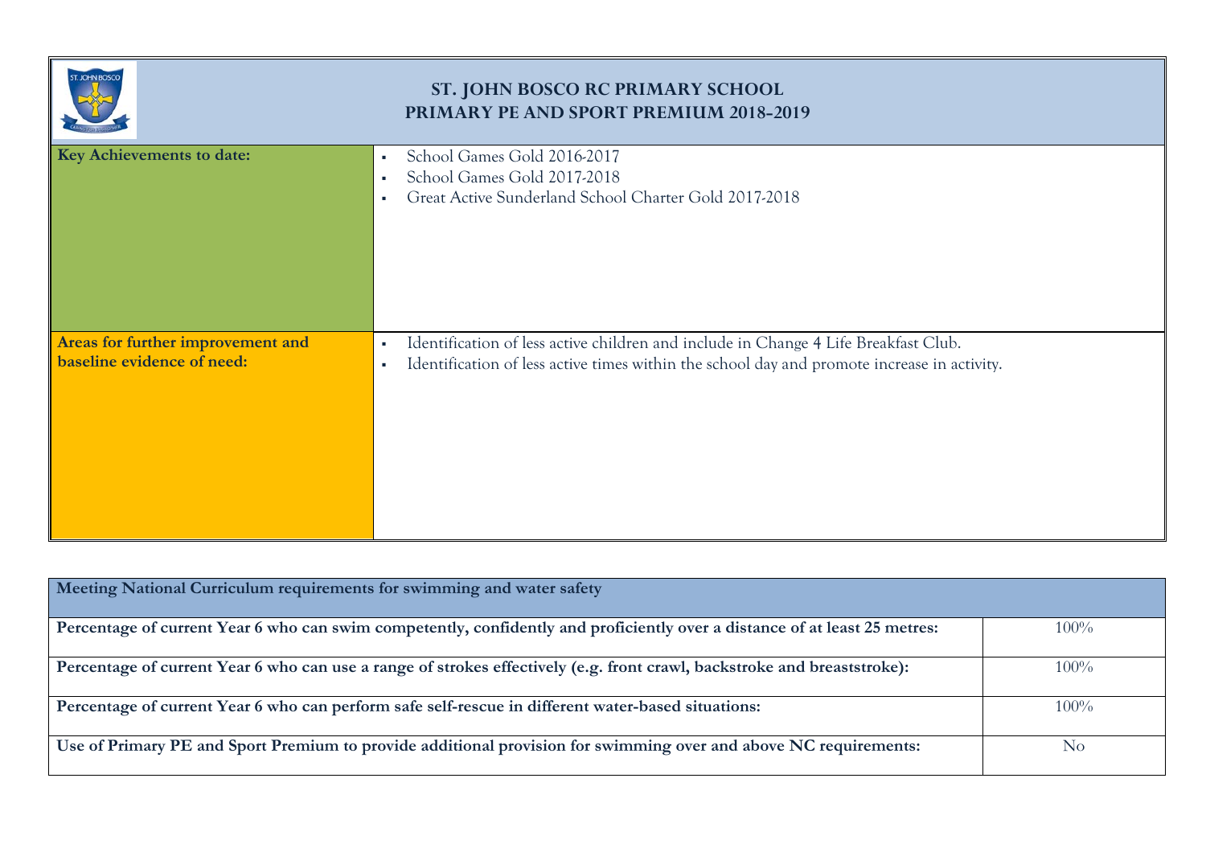# ST. JOHN BOSCO RC PRIMARY SCHOOL
## PRIMARY PE AND SPORT PREMIUM 2018-2019

| | |
|---|---|
| **Key Achievements to date:** | ▪ School Games Gold 2016-2017<br>▪ School Games Gold 2017-2018<br>▪ Great Active Sunderland School Charter Gold 2017-2018 |
| **Areas for further improvement and baseline evidence of need:** | ▪ Identification of less active children and include in Change 4 Life Breakfast Club.<br>▪ Identification of less active times within the school day and promote increase in activity. |

| **Meeting National Curriculum requirements for swimming and water safety** | |
|---|---|
| **Percentage of current Year 6 who can swim competently, confidently and proficiently over a distance of at least 25 metres:** | 100% |
| **Percentage of current Year 6 who can use a range of strokes effectively (e.g. front crawl, backstroke and breaststroke):** | 100% |
| **Percentage of current Year 6 who can perform safe self-rescue in different water-based situations:** | 100% |
| **Use of Primary PE and Sport Premium to provide additional provision for swimming over and above NC requirements:** | No |